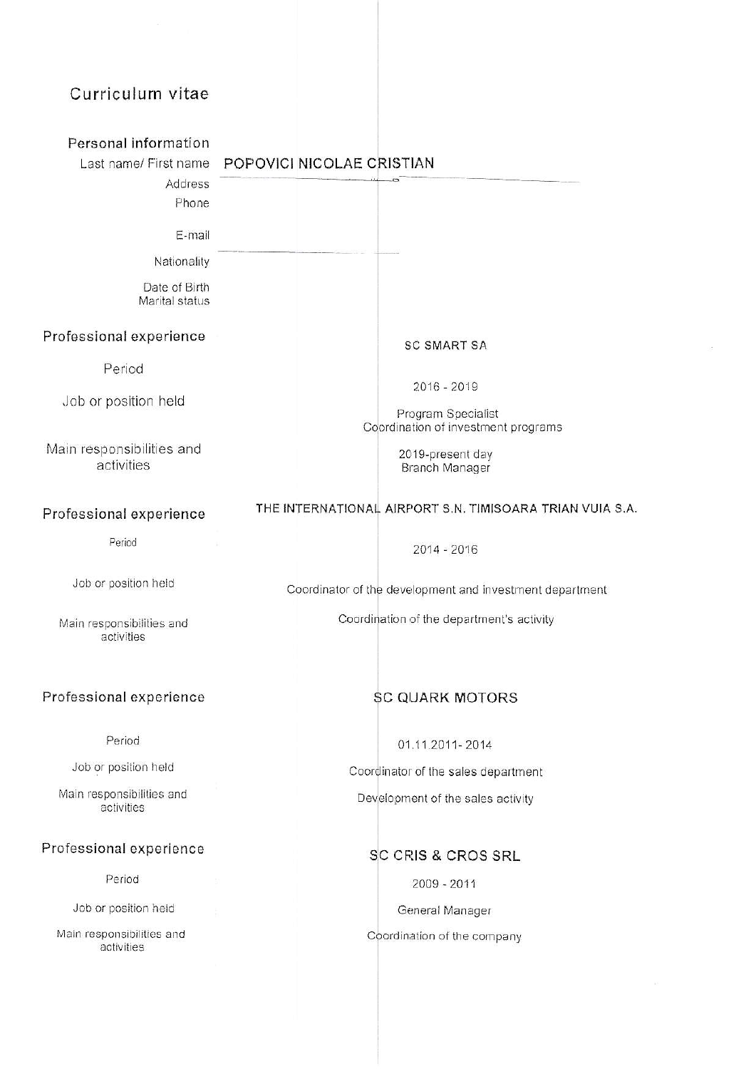# Curriculum vitae

## Personal information

| | |
|---|---|
| Last name/ First name | POPOVICI NICOLAE CRISTIAN |
| Address | |
| Phone | |
| E-mail | |
| Nationality | |
| Date of Birth | |
| Marital status | |

## Professional experience

| | |
|---|---|
| | SC SMART SA |
| Period | 2016 - 2019 |
| Job or position held | Program Specialist |
| Main responsibilities and activities | Coordination of investment programs |
| | 2019-present day |
| | Branch Manager |

## Professional experience

| | |
|---|---|
| | THE INTERNATIONAL AIRPORT S.N. TIMISOARA TRIAN VUIA S.A. |
| Period | 2014 - 2016 |
| Job or position held | Coordinator of the development and investment department |
| Main responsibilities and activities | Coordination of the department's activity |

## Professional experience

| | |
|---|---|
| | SC QUARK MOTORS |
| Period | 01.11.2011- 2014 |
| Job or position held | Coordinator of the sales department |
| Main responsibilities and activities | Development of the sales activity |

## Professional experience

| | |
|---|---|
| | SC CRIS & CROS SRL |
| Period | 2009 - 2011 |
| Job or position held | General Manager |
| Main responsibilities and activities | Coordination of the company |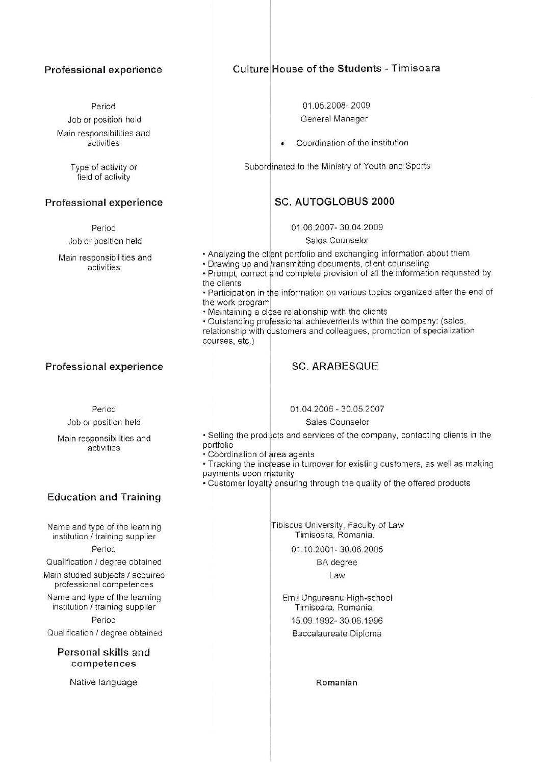## Professional experience

**Culture House of the Students - Timisoara**

| | |
|---|---|
| Period | 01.05.2008- 2009 |
| Job or position held | General Manager |
| Main responsibilities and activities | • Coordination of the institution |
| Type of activity or field of activity | Subordinated to the Ministry of Youth and Sports |

## Professional experience

**SC. AUTOGLOBUS 2000**

| | |
|---|---|
| Period | 01.06.2007- 30.04.2009 |
| Job or position held | Sales Counselor |

Main responsibilities and activities

- Analyzing the client portfolio and exchanging information about them
- Drawing up and transmitting documents, client counseling
- Prompt, correct and complete provision of all the information requested by the clients
- Participation in the information on various topics organized after the end of the work program
- Maintaining a close relationship with the clients
- Outstanding professional achievements within the company: (sales, relationship with customers and colleagues, promotion of specialization courses, etc.)

## Professional experience

**SC. ARABESQUE**

| | |
|---|---|
| Period | 01.04.2006 - 30.05.2007 |
| Job or position held | Sales Counselor |

Main responsibilities and activities

- Selling the products and services of the company, contacting clients in the portfolio
- Coordination of area agents
- Tracking the increase in turnover for existing customers, as well as making payments upon maturity
- Customer loyalty ensuring through the quality of the offered products

## Education and Training

| | |
|---|---|
| Name and type of the learning institution / training supplier | Tibiscus University, Faculty of Law<br>Timisoara, Romania. |
| Period | 01.10.2001- 30.06.2005 |
| Qualification / degree obtained | BA degree |
| Main studied subjects / acquired professional competences | Law |
| Name and type of the learning institution / training supplier | Emil Ungureanu High-school<br>Timisoara, Romania. |
| Period | 15.09.1992- 30.06.1996 |
| Qualification / degree obtained | Baccalaureate Diploma |

## Personal skills and competences

| | |
|---|---|
| Native language | **Romanian** |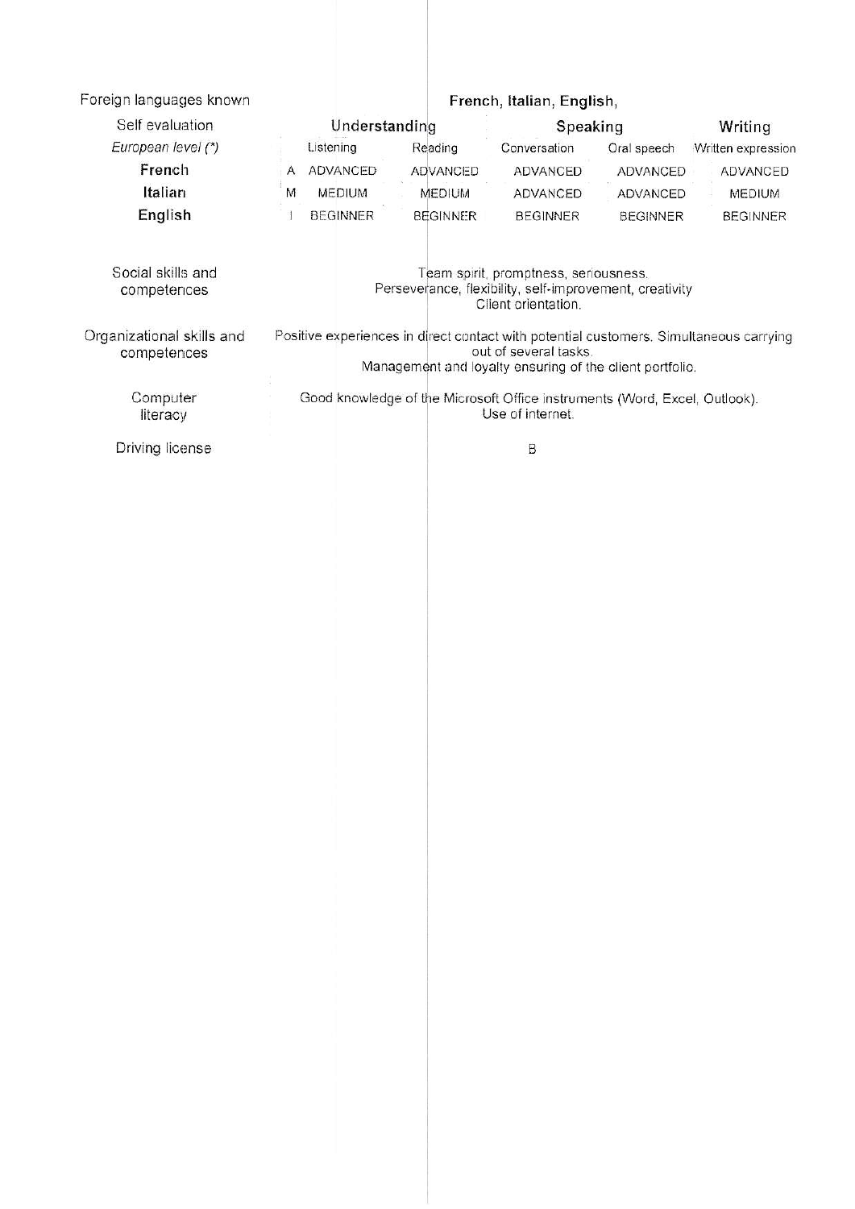Foreign languages known — **French, Italian, English,**

| Self evaluation | | Understanding | | Speaking | | Writing |
|---|---|---|---|---|---|---|
| *European level (\*)* | | Listening | Reading | Conversation | Oral speech | Written expression |
| **French** | A | ADVANCED | ADVANCED | ADVANCED | ADVANCED | ADVANCED |
| **Italian** | M | MEDIUM | MEDIUM | ADVANCED | ADVANCED | MEDIUM |
| **English** | I | BEGINNER | BEGINNER | BEGINNER | BEGINNER | BEGINNER |

| | |
|---|---|
| Social skills and competences | Team spirit, promptness, seriousness. Perseverance, flexibility, self-improvement, creativity Client orientation. |
| Organizational skills and competences | Positive experiences in direct contact with potential customers. Simultaneous carrying out of several tasks. Management and loyalty ensuring of the client portfolio. |
| Computer literacy | Good knowledge of the Microsoft Office instruments (Word, Excel, Outlook). Use of internet. |
| Driving license | B |